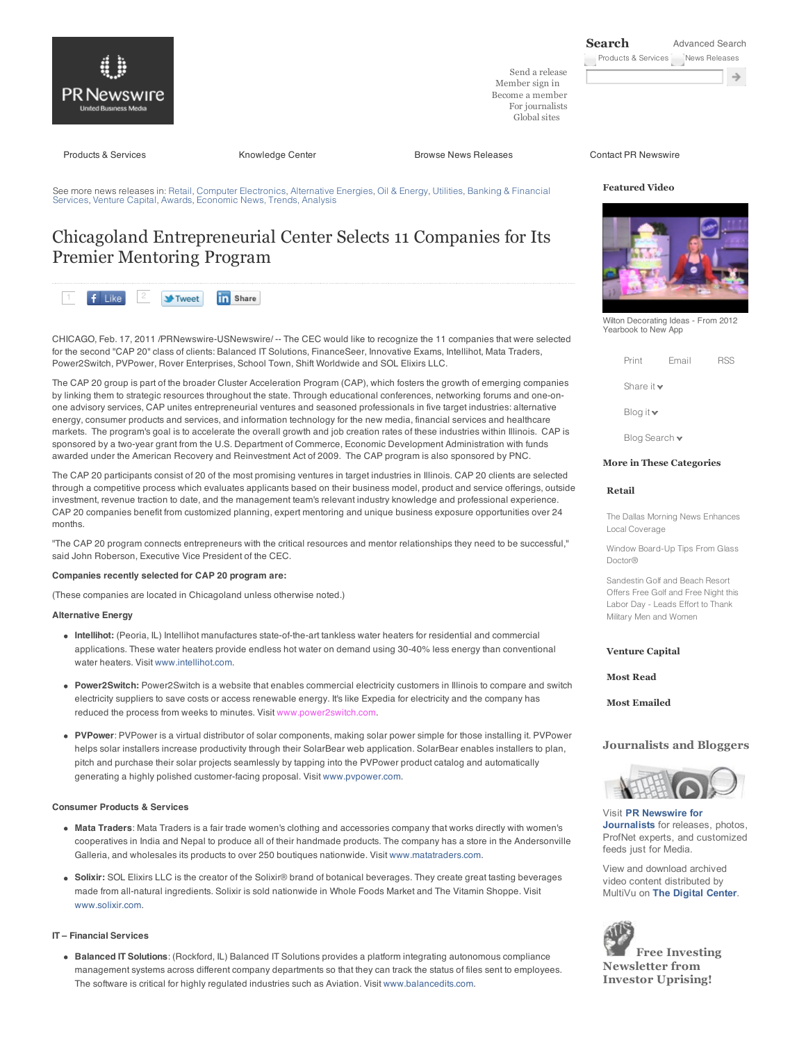See more news releases in: Retail, Computer Electronics, Alternative Energies, Oil & Energy, Utilities, Banking & Financial Services, Venture Capital, Awards, Economic News, Trends, Analysis

# Chicagoland Entrepreneurial Center Selects 11 Companies for Its Premier Mentoring Program

CHICAGO, Feb. 17, 2011 /PRNewswire-USNewswire/ -- The CEC would like to recognize the 11 companies that were selected for the second "CAP 20" class of clients: Balanced IT Solutions, FinanceSeer, Innovative Exams, Intellihot, Mata Traders, Power2Switch, PVPower, Rover Enterprises, School Town, Shift Worldwide and SOL Elixirs LLC.

The CAP 20 group is part of the broader Cluster Acceleration Program (CAP), which fosters the growth of emerging companies by linking them to strategic resources throughout the state. Through educational conferences, networking forums and one-on-one advisory services, CAP unites entrepreneurial ventures and seasoned professionals in five target industries: alternative energy, consumer products and services, and information technology for the new media, financial services and healthcare markets. The program's goal is to accelerate the overall growth and job creation rates of these industries within Illinois. CAP is sponsored by a two-year grant from the U.S. Department of Commerce, Economic Development Administration with funds awarded under the American Recovery and Reinvestment Act of 2009. The CAP program is also sponsored by PNC.

The CAP 20 participants consist of 20 of the most promising ventures in target industries in Illinois. CAP 20 clients are selected through a competitive process which evaluates applicants based on their business model, product and service offerings, outside investment, revenue traction to date, and the management team's relevant industry knowledge and professional experience. CAP 20 companies benefit from customized planning, expert mentoring and unique business exposure opportunities over 24 months.

"The CAP 20 program connects entrepreneurs with the critical resources and mentor relationships they need to be successful," said John Roberson, Executive Vice President of the CEC.

**Companies recently selected for CAP 20 program are:**

(These companies are located in Chicagoland unless otherwise noted.)

**Alternative Energy**

- **Intellihot:** (Peoria, IL) Intellihot manufactures state-of-the-art tankless water heaters for residential and commercial applications. These water heaters provide endless hot water on demand using 30-40% less energy than conventional water heaters. Visit www.intellihot.com.
- **Power2Switch:** Power2Switch is a website that enables commercial electricity customers in Illinois to compare and switch electricity suppliers to save costs or access renewable energy. It's like Expedia for electricity and the company has reduced the process from weeks to minutes. Visit www.power2switch.com.
- **PVPower**: PVPower is a virtual distributor of solar components, making solar power simple for those installing it. PVPower helps solar installers increase productivity through their SolarBear web application. SolarBear enables installers to plan, pitch and purchase their solar projects seamlessly by tapping into the PVPower product catalog and automatically generating a highly polished customer-facing proposal. Visit www.pvpower.com.

**Consumer Products & Services**

- **Mata Traders**: Mata Traders is a fair trade women's clothing and accessories company that works directly with women's cooperatives in India and Nepal to produce all of their handmade products. The company has a store in the Andersonville Galleria, and wholesales its products to over 250 boutiques nationwide. Visit www.matatraders.com.
- **Solixir:** SOL Elixirs LLC is the creator of the Solixir® brand of botanical beverages. They create great tasting beverages made from all-natural ingredients. Solixir is sold nationwide in Whole Foods Market and The Vitamin Shoppe. Visit www.solixir.com.

**IT – Financial Services**

- **Balanced IT Solutions**: (Rockford, IL) Balanced IT Solutions provides a platform integrating autonomous compliance management systems across different company departments so that they can track the status of files sent to employees. The software is critical for highly regulated industries such as Aviation. Visit www.balancedits.com.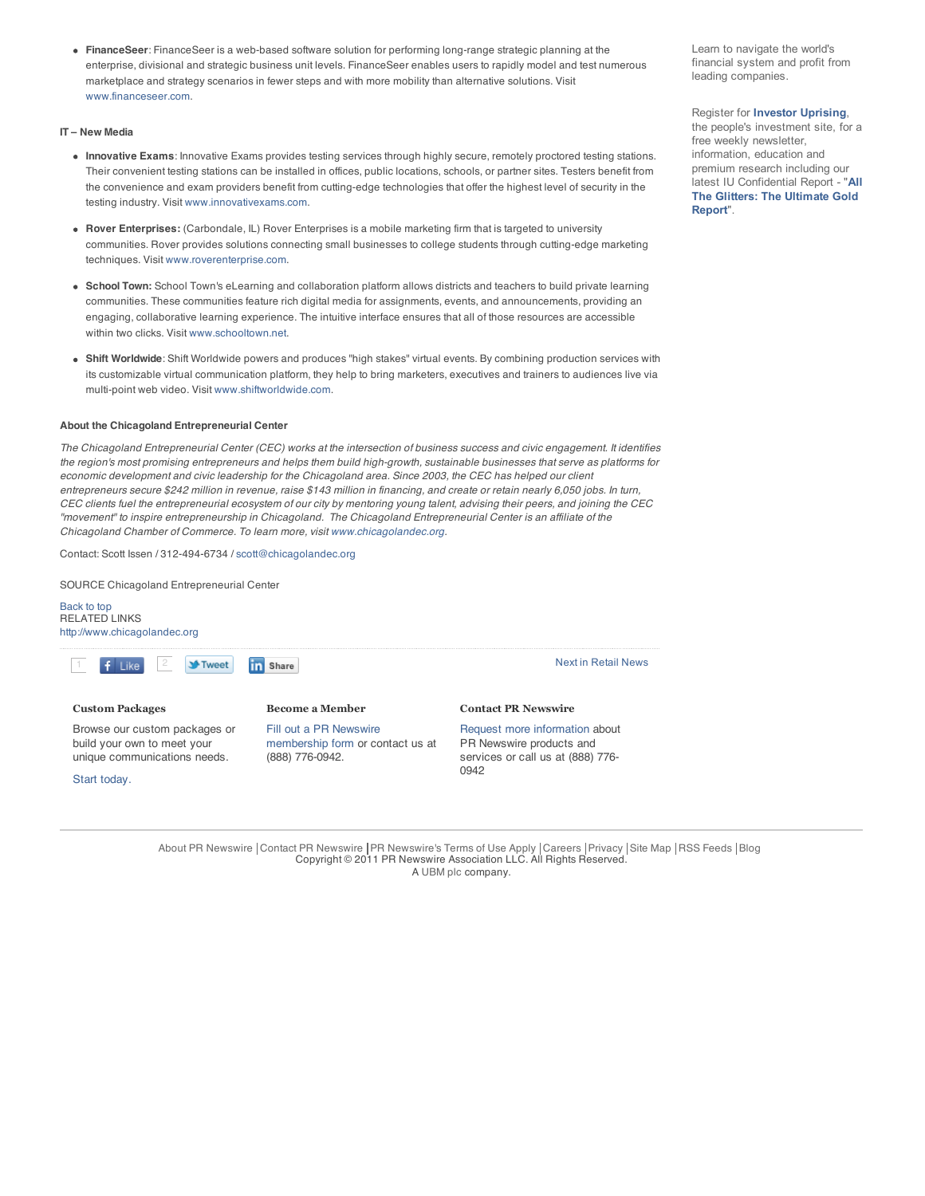- **FinanceSeer**: FinanceSeer is a web-based software solution for performing long-range strategic planning at the enterprise, divisional and strategic business unit levels. FinanceSeer enables users to rapidly model and test numerous marketplace and strategy scenarios in fewer steps and with more mobility than alternative solutions. Visit www.financeseer.com.

**IT – New Media**

- **Innovative Exams**: Innovative Exams provides testing services through highly secure, remotely proctored testing stations. Their convenient testing stations can be installed in offices, public locations, schools, or partner sites. Testers benefit from the convenience and exam providers benefit from cutting-edge technologies that offer the highest level of security in the testing industry. Visit www.innovativexams.com.
- **Rover Enterprises:** (Carbondale, IL) Rover Enterprises is a mobile marketing firm that is targeted to university communities. Rover provides solutions connecting small businesses to college students through cutting-edge marketing techniques. Visit www.roverenterprise.com.
- **School Town:** School Town's eLearning and collaboration platform allows districts and teachers to build private learning communities. These communities feature rich digital media for assignments, events, and announcements, providing an engaging, collaborative learning experience. The intuitive interface ensures that all of those resources are accessible within two clicks. Visit www.schooltown.net.
- **Shift Worldwide**: Shift Worldwide powers and produces "high stakes" virtual events. By combining production services with its customizable virtual communication platform, they help to bring marketers, executives and trainers to audiences live via multi-point web video. Visit www.shiftworldwide.com.

**About the Chicagoland Entrepreneurial Center**

*The Chicagoland Entrepreneurial Center (CEC) works at the intersection of business success and civic engagement. It identifies the region's most promising entrepreneurs and helps them build high-growth, sustainable businesses that serve as platforms for economic development and civic leadership for the Chicagoland area. Since 2003, the CEC has helped our client entrepreneurs secure $242 million in revenue, raise $143 million in financing, and create or retain nearly 6,050 jobs. In turn, CEC clients fuel the entrepreneurial ecosystem of our city by mentoring young talent, advising their peers, and joining the CEC "movement" to inspire entrepreneurship in Chicagoland. The Chicagoland Entrepreneurial Center is an affiliate of the Chicagoland Chamber of Commerce. To learn more, visit www.chicagolandec.org.*

Contact: Scott Issen / 312-494-6734 / scott@chicagolandec.org

SOURCE Chicagoland Entrepreneurial Center

Back to top

RELATED LINKS

http://www.chicagolandec.org

1 Like 2 Tweet Share

Next in Retail News

**Custom Packages**

Browse our custom packages or build your own to meet your unique communications needs.

Start today.

**Become a Member**

Fill out a PR Newswire membership form or contact us at (888) 776-0942.

**Contact PR Newswire**

Request more information about PR Newswire products and services or call us at (888) 776-0942

Learn to navigate the world's financial system and profit from leading companies.

Register for **Investor Uprising**, the people's investment site, for a free weekly newsletter, information, education and premium research including our latest IU Confidential Report - "**All The Glitters: The Ultimate Gold Report**".

About PR Newswire | Contact PR Newswire | PR Newswire's Terms of Use Apply | Careers | Privacy | Site Map | RSS Feeds | Blog

Copyright © 2011 PR Newswire Association LLC. All Rights Reserved.

A UBM plc company.